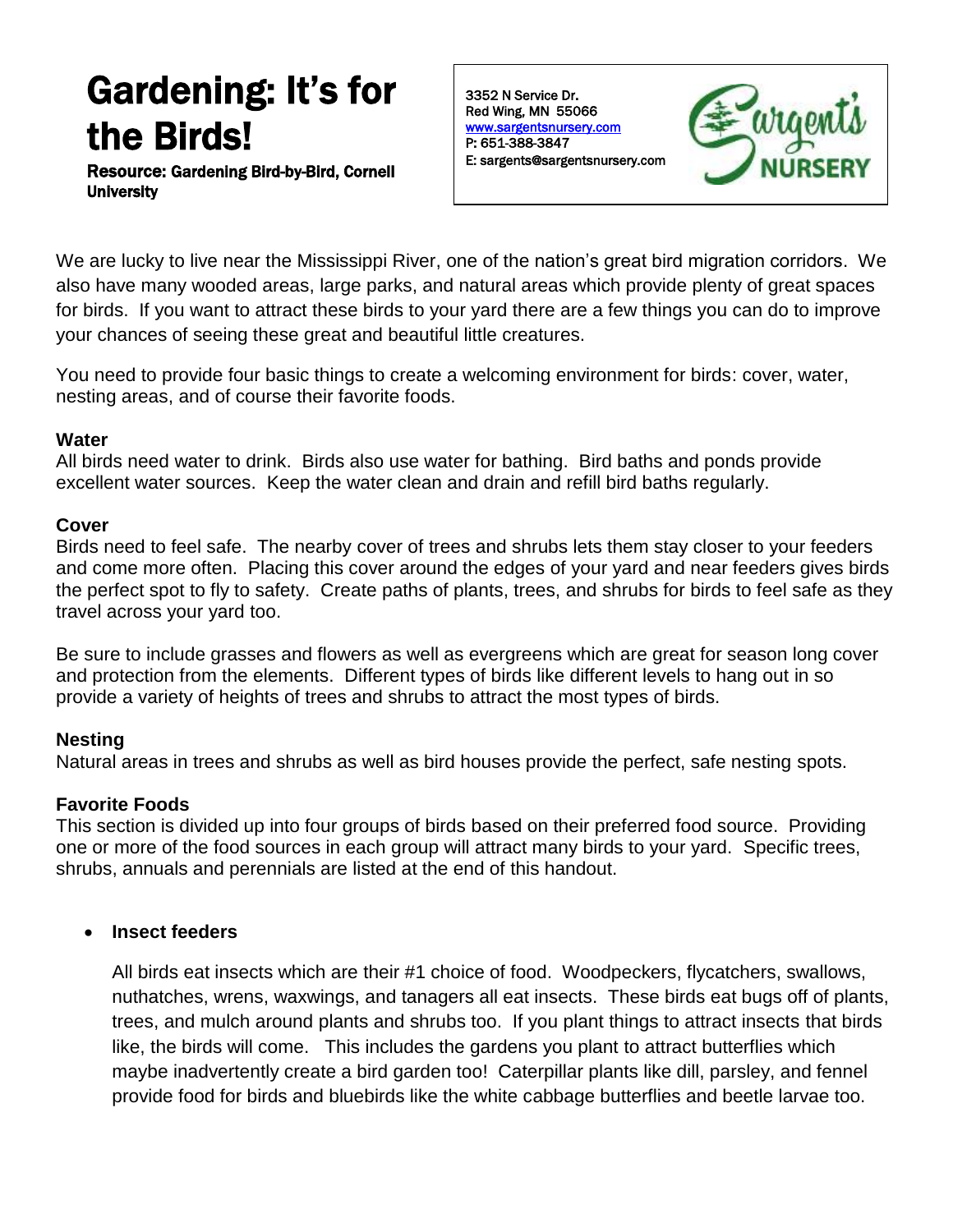# Gardening: It's for the Birds!

**Resource: Gardening Bird-by-Bird, Cornell University**

3352 N Service Dr.
Red Wing, MN 55066
www.sargentsnursery.com
P: 651-388-3847
E: sargents@sargentsnursery.com

Sargent's NURSERY

We are lucky to live near the Mississippi River, one of the nation's great bird migration corridors. We also have many wooded areas, large parks, and natural areas which provide plenty of great spaces for birds. If you want to attract these birds to your yard there are a few things you can do to improve your chances of seeing these great and beautiful little creatures.

You need to provide four basic things to create a welcoming environment for birds: cover, water, nesting areas, and of course their favorite foods.

### Water

All birds need water to drink. Birds also use water for bathing. Bird baths and ponds provide excellent water sources. Keep the water clean and drain and refill bird baths regularly.

### Cover

Birds need to feel safe. The nearby cover of trees and shrubs lets them stay closer to your feeders and come more often. Placing this cover around the edges of your yard and near feeders gives birds the perfect spot to fly to safety. Create paths of plants, trees, and shrubs for birds to feel safe as they travel across your yard too.

Be sure to include grasses and flowers as well as evergreens which are great for season long cover and protection from the elements. Different types of birds like different levels to hang out in so provide a variety of heights of trees and shrubs to attract the most types of birds.

### Nesting

Natural areas in trees and shrubs as well as bird houses provide the perfect, safe nesting spots.

### Favorite Foods

This section is divided up into four groups of birds based on their preferred food source. Providing one or more of the food sources in each group will attract many birds to your yard. Specific trees, shrubs, annuals and perennials are listed at the end of this handout.

- **Insect feeders**

  All birds eat insects which are their #1 choice of food. Woodpeckers, flycatchers, swallows, nuthatches, wrens, waxwings, and tanagers all eat insects. These birds eat bugs off of plants, trees, and mulch around plants and shrubs too. If you plant things to attract insects that birds like, the birds will come. This includes the gardens you plant to attract butterflies which maybe inadvertently create a bird garden too! Caterpillar plants like dill, parsley, and fennel provide food for birds and bluebirds like the white cabbage butterflies and beetle larvae too.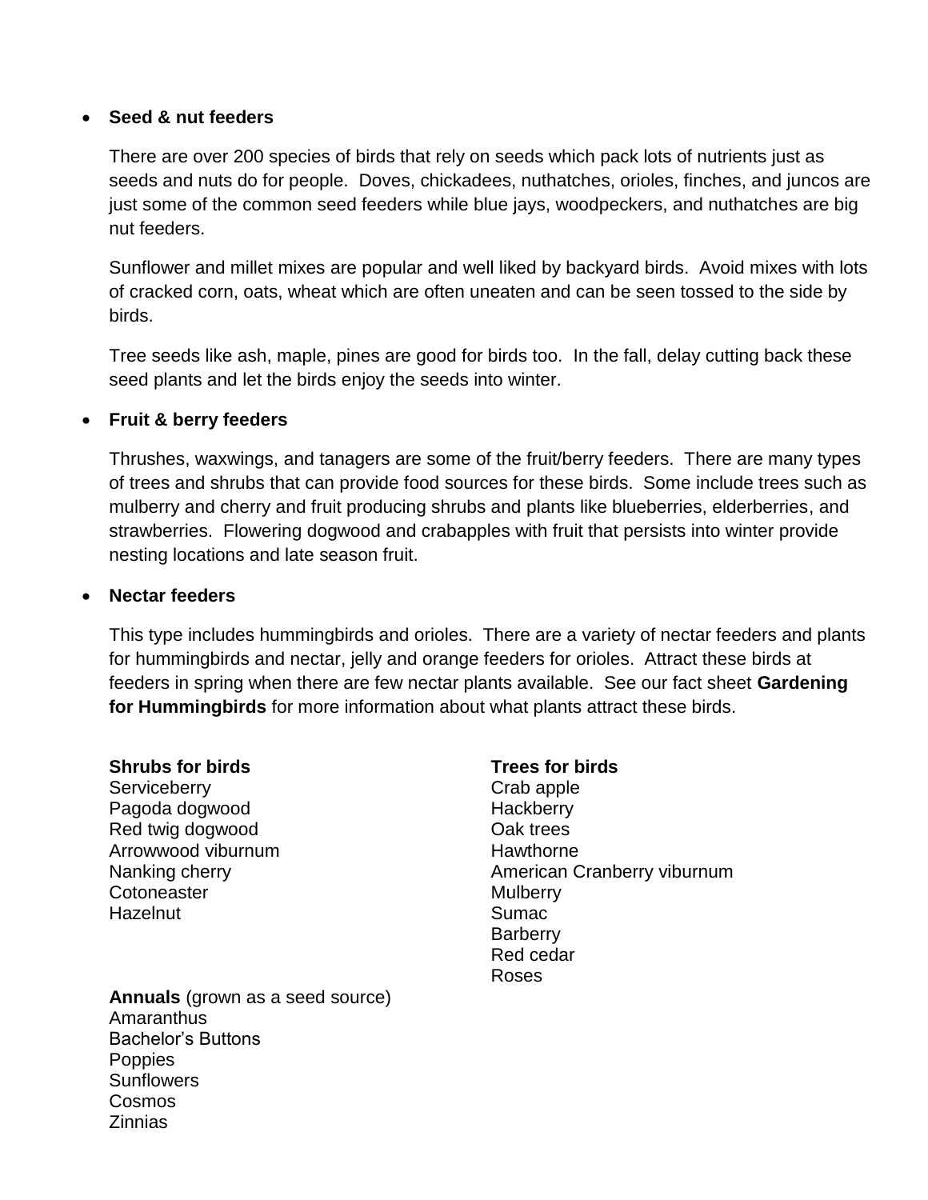- **Seed & nut feeders**

  There are over 200 species of birds that rely on seeds which pack lots of nutrients just as seeds and nuts do for people. Doves, chickadees, nuthatches, orioles, finches, and juncos are just some of the common seed feeders while blue jays, woodpeckers, and nuthatches are big nut feeders.

  Sunflower and millet mixes are popular and well liked by backyard birds. Avoid mixes with lots of cracked corn, oats, wheat which are often uneaten and can be seen tossed to the side by birds.

  Tree seeds like ash, maple, pines are good for birds too. In the fall, delay cutting back these seed plants and let the birds enjoy the seeds into winter.

- **Fruit & berry feeders**

  Thrushes, waxwings, and tanagers are some of the fruit/berry feeders. There are many types of trees and shrubs that can provide food sources for these birds. Some include trees such as mulberry and cherry and fruit producing shrubs and plants like blueberries, elderberries, and strawberries. Flowering dogwood and crabapples with fruit that persists into winter provide nesting locations and late season fruit.

- **Nectar feeders**

  This type includes hummingbirds and orioles. There are a variety of nectar feeders and plants for hummingbirds and nectar, jelly and orange feeders for orioles. Attract these birds at feeders in spring when there are few nectar plants available. See our fact sheet **Gardening for Hummingbirds** for more information about what plants attract these birds.

**Shrubs for birds**
Serviceberry
Pagoda dogwood
Red twig dogwood
Arrowwood viburnum
Nanking cherry
Cotoneaster
Hazelnut

**Trees for birds**
Crab apple
Hackberry
Oak trees
Hawthorne
American Cranberry viburnum
Mulberry
Sumac
Barberry
Red cedar
Roses

**Annuals** (grown as a seed source)
Amaranthus
Bachelor's Buttons
Poppies
Sunflowers
Cosmos
Zinnias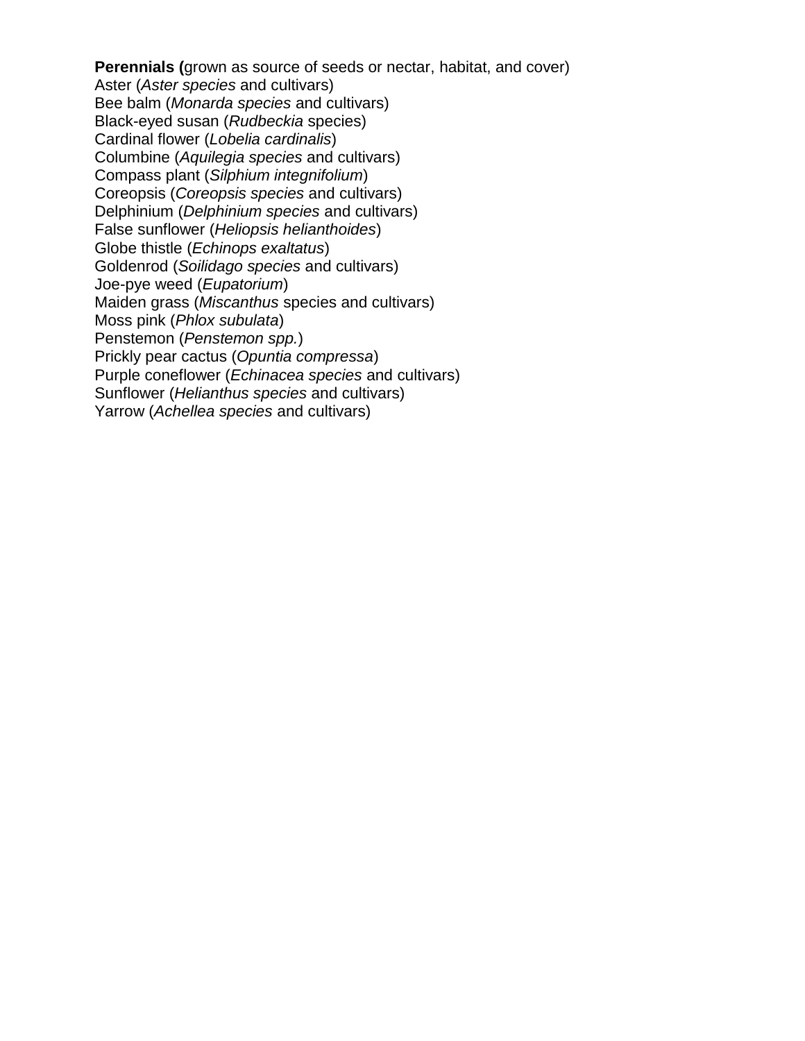**Perennials (**grown as source of seeds or nectar, habitat, and cover)
Aster (*Aster species* and cultivars)
Bee balm (*Monarda species* and cultivars)
Black-eyed susan (*Rudbeckia* species)
Cardinal flower (*Lobelia cardinalis*)
Columbine (*Aquilegia species* and cultivars)
Compass plant (*Silphium integnifolium*)
Coreopsis (*Coreopsis species* and cultivars)
Delphinium (*Delphinium species* and cultivars)
False sunflower (*Heliopsis helianthoides*)
Globe thistle (*Echinops exaltatus*)
Goldenrod (*Soilidago species* and cultivars)
Joe-pye weed (*Eupatorium*)
Maiden grass (*Miscanthus* species and cultivars)
Moss pink (*Phlox subulata*)
Penstemon (*Penstemon spp.*)
Prickly pear cactus (*Opuntia compressa*)
Purple coneflower (*Echinacea species* and cultivars)
Sunflower (*Helianthus species* and cultivars)
Yarrow (*Achellea species* and cultivars)